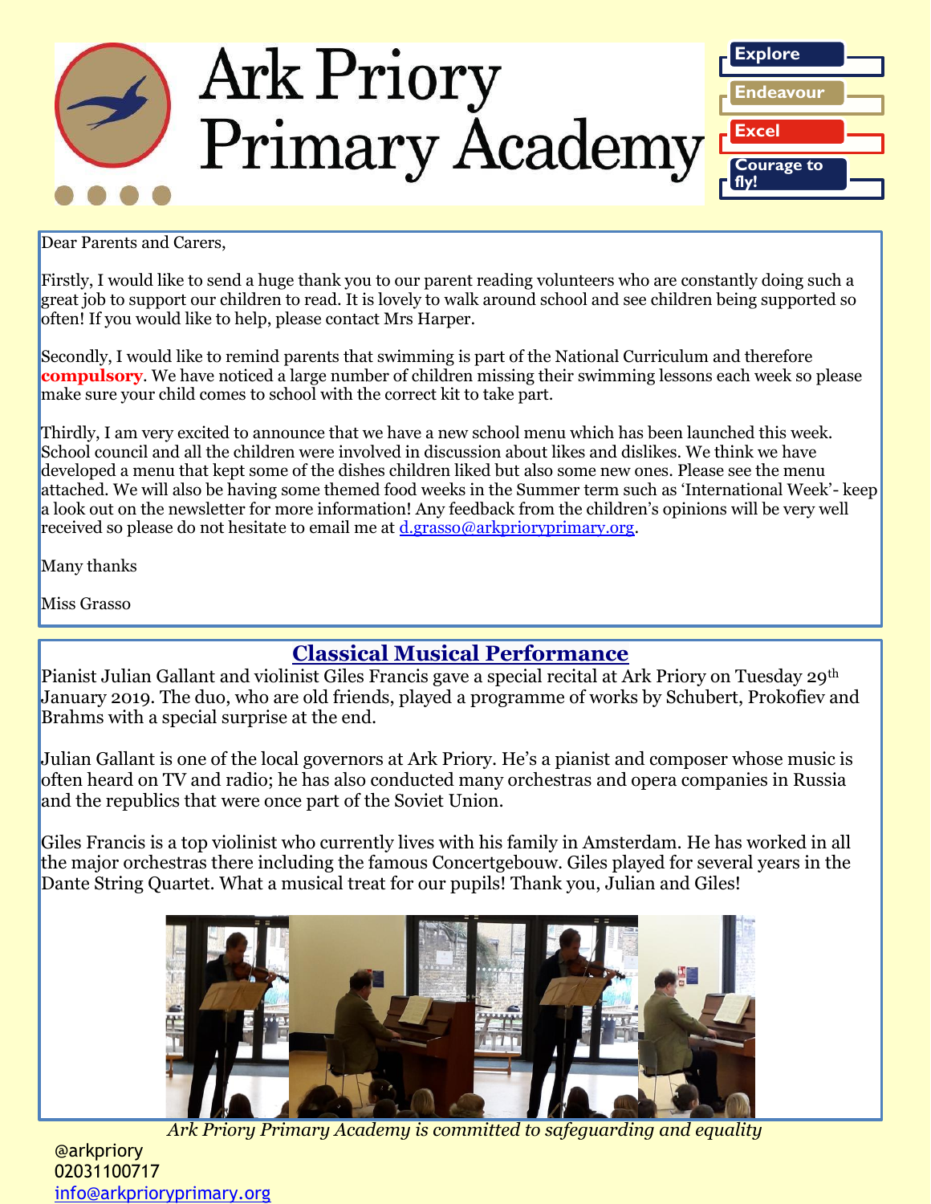# Ark Priory Primary Academy

Explore

Endeavour

Excel

Courage to fly!

Dear Parents and Carers,

Firstly, I would like to send a huge thank you to our parent reading volunteers who are constantly doing such a great job to support our children to read. It is lovely to walk around school and see children being supported so often! If you would like to help, please contact Mrs Harper.

Secondly, I would like to remind parents that swimming is part of the National Curriculum and therefore **compulsory**. We have noticed a large number of children missing their swimming lessons each week so please make sure your child comes to school with the correct kit to take part.

Thirdly, I am very excited to announce that we have a new school menu which has been launched this week. School council and all the children were involved in discussion about likes and dislikes. We think we have developed a menu that kept some of the dishes children liked but also some new ones. Please see the menu attached. We will also be having some themed food weeks in the Summer term such as 'International Week'- keep a look out on the newsletter for more information! Any feedback from the children's opinions will be very well received so please do not hesitate to email me at d.grasso@arkprioryprimary.org.

Many thanks

Miss Grasso

## Classical Musical Performance

Pianist Julian Gallant and violinist Giles Francis gave a special recital at Ark Priory on Tuesday 29th January 2019. The duo, who are old friends, played a programme of works by Schubert, Prokofiev and Brahms with a special surprise at the end.

Julian Gallant is one of the local governors at Ark Priory. He's a pianist and composer whose music is often heard on TV and radio; he has also conducted many orchestras and opera companies in Russia and the republics that were once part of the Soviet Union.

Giles Francis is a top violinist who currently lives with his family in Amsterdam. He has worked in all the major orchestras there including the famous Concertgebouw. Giles played for several years in the Dante String Quartet. What a musical treat for our pupils! Thank you, Julian and Giles!

*Ark Priory Primary Academy is committed to safeguarding and equality*

@arkpriory
02031100717
info@arkprioryprimary.org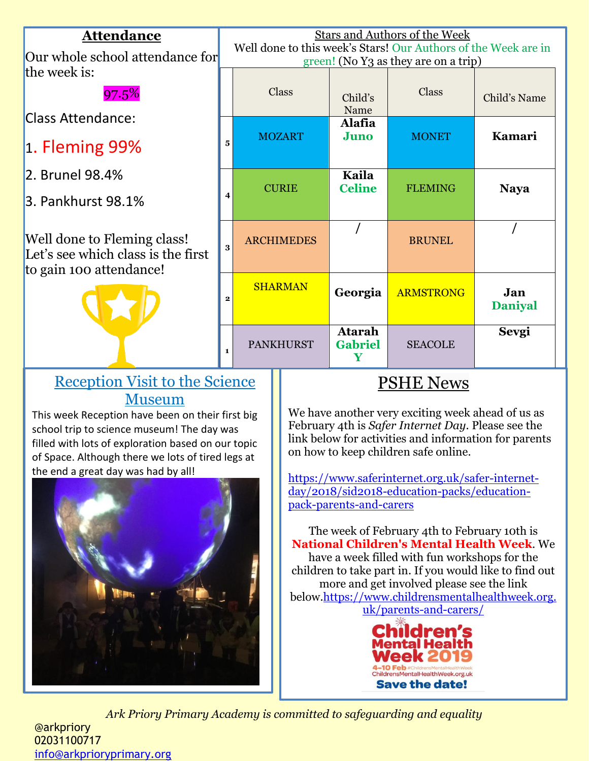## Attendance

Our whole school attendance for the week is:

97.5%

Class Attendance:

1. Fleming 99%
2. Brunel 98.4%
3. Pankhurst 98.1%

Well done to Fleming class! Let's see which class is the first to gain 100 attendance!

## Stars and Authors of the Week

Well done to this week's Stars! Our Authors of the Week are in green! (No Y3 as they are on a trip)

| | Class | Child's Name | Class | Child's Name |
|---|---|---|---|---|
| 5 | MOZART | **Alafia** **Juno** | MONET | **Kamari** |
| 4 | CURIE | **Kaila** **Celine** | FLEMING | **Naya** |
| 3 | ARCHIMEDES | / | BRUNEL | / |
| 2 | SHARMAN | **Georgia** | ARMSTRONG | **Jan** **Daniyal** |
| 1 | PANKHURST | **Atarah** **Gabriel Y** | SEACOLE | **Sevgi** |

## Reception Visit to the Science Museum

This week Reception have been on their first big school trip to science museum! The day was filled with lots of exploration based on our topic of Space. Although there we lots of tired legs at the end a great day was had by all!

## PSHE News

We have another very exciting week ahead of us as February 4th is *Safer Internet Day*. Please see the link below for activities and information for parents on how to keep children safe online.

https://www.saferinternet.org.uk/safer-internet-day/2018/sid2018-education-packs/education-pack-parents-and-carers

The week of February 4th to February 10th is **National Children's Mental Health Week**. We have a week filled with fun workshops for the children to take part in. If you would like to find out more and get involved please see the link below.https://www.childrensmentalhealthweek.org.uk/parents-and-carers/

Children's Mental Health Week 2019
4-10 Feb #ChildrensMentalHealthWeek
ChildrensMentalHealthWeek.org.uk
Save the date!

*Ark Priory Primary Academy is committed to safeguarding and equality*

@arkpriory
02031100717
info@arkprioryprimary.org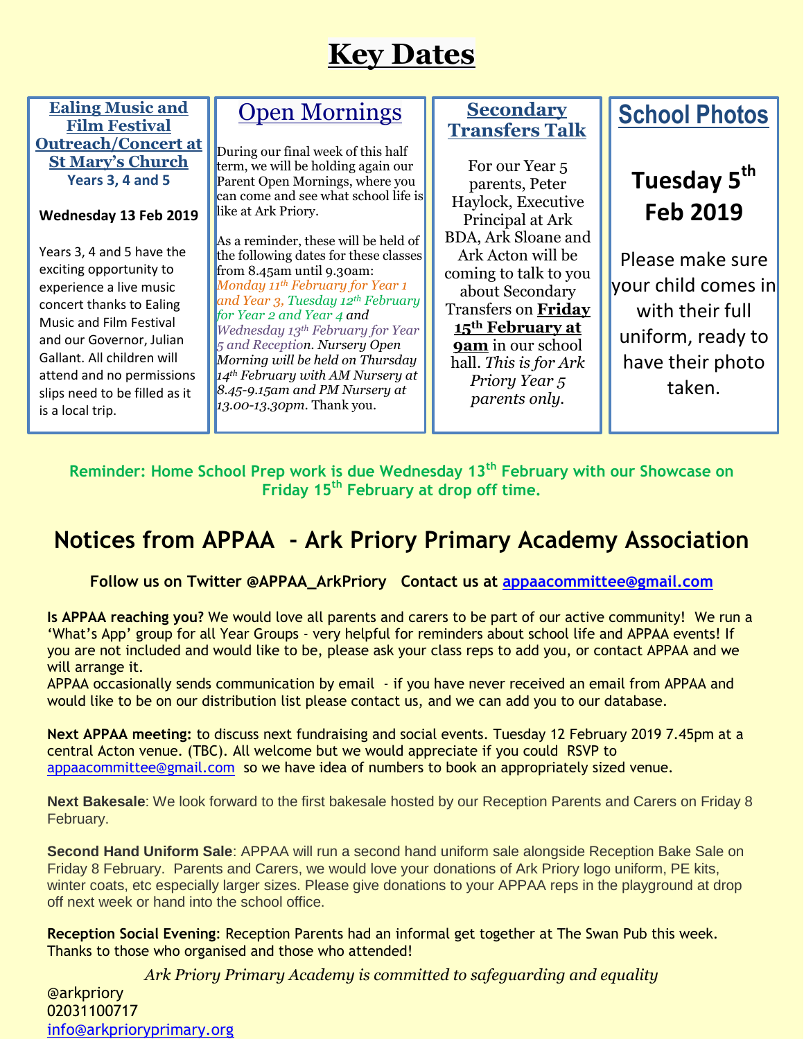# Key Dates

## Ealing Music and Film Festival Outreach/Concert at St Mary's Church

**Years 3, 4 and 5**

**Wednesday 13 Feb 2019**

Years 3, 4 and 5 have the exciting opportunity to experience a live music concert thanks to Ealing Music and Film Festival and our Governor, Julian Gallant. All children will attend and no permissions slips need to be filled as it is a local trip.

## Open Mornings

During our final week of this half term, we will be holding again our Parent Open Mornings, where you can come and see what school life is like at Ark Priory.

As a reminder, these will be held of the following dates for these classes from 8.45am until 9.30am: *Monday 11th February for Year 1 and Year 3, Tuesday 12th February for Year 2 and Year 4 and Wednesday 13th February for Year 5 and Reception. Nursery Open Morning will be held on Thursday 14th February with AM Nursery at 8.45-9.15am and PM Nursery at 13.00-13.30pm.* Thank you.

## Secondary Transfers Talk

For our Year 5 parents, Peter Haylock, Executive Principal at Ark BDA, Ark Sloane and Ark Acton will be coming to talk to you about Secondary Transfers on **Friday 15th February at 9am** in our school hall. *This is for Ark Priory Year 5 parents only.*

## School Photos

**Tuesday 5th Feb 2019**

Please make sure your child comes in with their full uniform, ready to have their photo taken.

**Reminder: Home School Prep work is due Wednesday 13th February with our Showcase on Friday 15th February at drop off time.**

# Notices from APPAA - Ark Priory Primary Academy Association

**Follow us on Twitter @APPAA_ArkPriory Contact us at appaacommittee@gmail.com**

**Is APPAA reaching you?** We would love all parents and carers to be part of our active community! We run a 'What's App' group for all Year Groups - very helpful for reminders about school life and APPAA events! If you are not included and would like to be, please ask your class reps to add you, or contact APPAA and we will arrange it.
APPAA occasionally sends communication by email - if you have never received an email from APPAA and would like to be on our distribution list please contact us, and we can add you to our database.

**Next APPAA meeting:** to discuss next fundraising and social events. Tuesday 12 February 2019 7.45pm at a central Acton venue. (TBC). All welcome but we would appreciate if you could RSVP to appaacommittee@gmail.com so we have idea of numbers to book an appropriately sized venue.

**Next Bakesale**: We look forward to the first bakesale hosted by our Reception Parents and Carers on Friday 8 February.

**Second Hand Uniform Sale**: APPAA will run a second hand uniform sale alongside Reception Bake Sale on Friday 8 February. Parents and Carers, we would love your donations of Ark Priory logo uniform, PE kits, winter coats, etc especially larger sizes. Please give donations to your APPAA reps in the playground at drop off next week or hand into the school office.

**Reception Social Evening**: Reception Parents had an informal get together at The Swan Pub this week. Thanks to those who organised and those who attended!

*Ark Priory Primary Academy is committed to safeguarding and equality*

@arkpriory
02031100717
info@arkprioryprimary.org